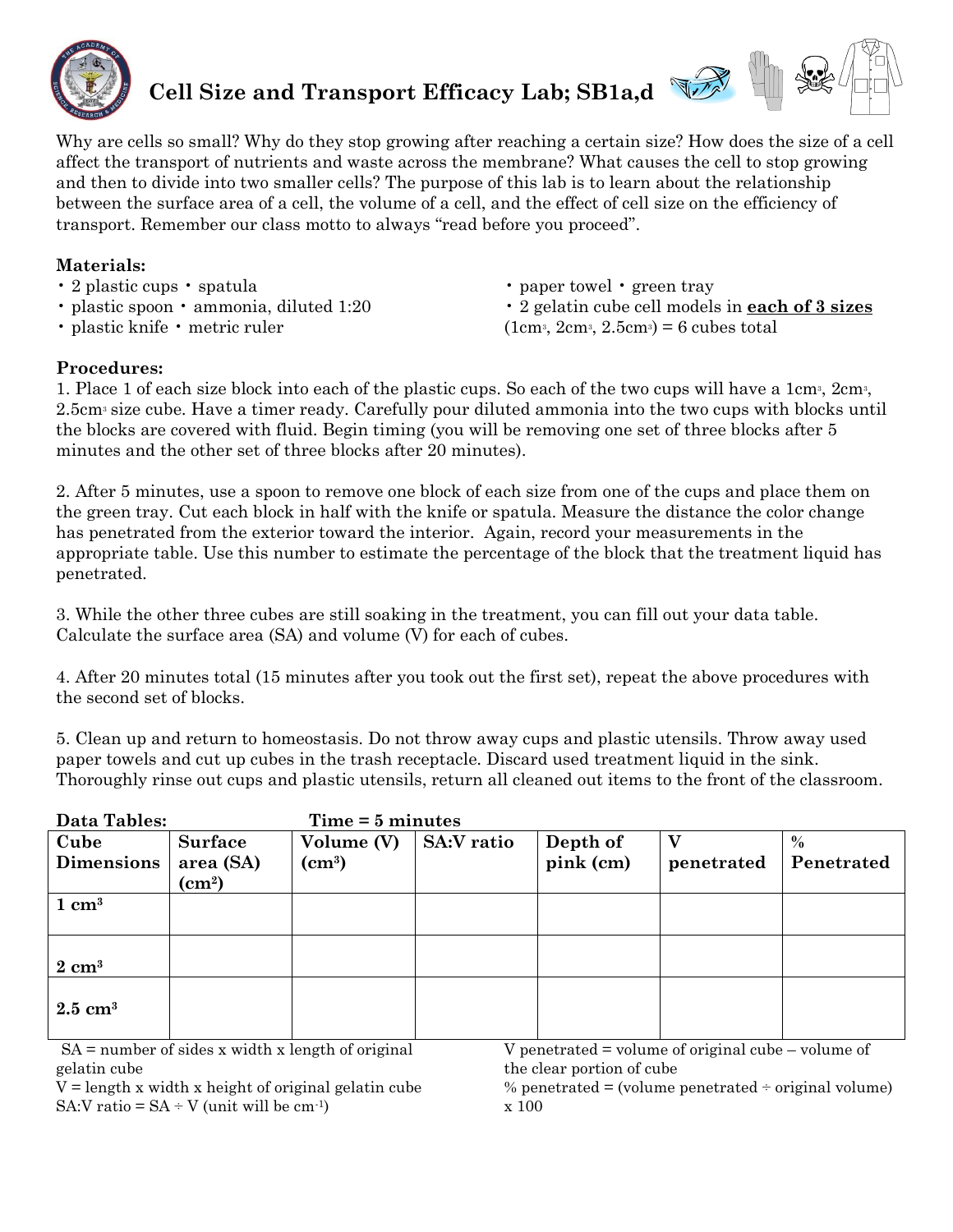# Cell Size and Transport Efficacy Lab; SB1a,d

Why are cells so small? Why do they stop growing after reaching a certain size? How does the size of a cell affect the transport of nutrients and waste across the membrane? What causes the cell to stop growing and then to divide into two smaller cells? The purpose of this lab is to learn about the relationship between the surface area of a cell, the volume of a cell, and the effect of cell size on the efficiency of transport. Remember our class motto to always "read before you proceed".

**Materials:**

- 2 plastic cups • spatula
- plastic spoon • ammonia, diluted 1:20
- plastic knife • metric ruler
- paper towel • green tray
- 2 gelatin cube cell models in **each of 3 sizes** ($1cm^3$, $2cm^3$, $2.5cm^3$) = 6 cubes total

**Procedures:**

1. Place 1 of each size block into each of the plastic cups. So each of the two cups will have a $1cm^3$, $2cm^3$, $2.5cm^3$ size cube. Have a timer ready. Carefully pour diluted ammonia into the two cups with blocks until the blocks are covered with fluid. Begin timing (you will be removing one set of three blocks after 5 minutes and the other set of three blocks after 20 minutes).

2. After 5 minutes, use a spoon to remove one block of each size from one of the cups and place them on the green tray. Cut each block in half with the knife or spatula. Measure the distance the color change has penetrated from the exterior toward the interior. Again, record your measurements in the appropriate table. Use this number to estimate the percentage of the block that the treatment liquid has penetrated.

3. While the other three cubes are still soaking in the treatment, you can fill out your data table. Calculate the surface area (SA) and volume (V) for each of cubes.

4. After 20 minutes total (15 minutes after you took out the first set), repeat the above procedures with the second set of blocks.

5. Clean up and return to homeostasis. Do not throw away cups and plastic utensils. Throw away used paper towels and cut up cubes in the trash receptacle. Discard used treatment liquid in the sink. Thoroughly rinse out cups and plastic utensils, return all cleaned out items to the front of the classroom.

**Data Tables:** **Time = 5 minutes**

| Cube Dimensions | Surface area (SA) ($cm^2$) | Volume (V) ($cm^3$) | SA:V ratio | Depth of pink (cm) | V penetrated | % Penetrated |
|---|---|---|---|---|---|---|
| **1 $cm^3$** | | | | | | |
| **2 $cm^3$** | | | | | | |
| **2.5 $cm^3$** | | | | | | |

SA = number of sides x width x length of original gelatin cube
V = length x width x height of original gelatin cube
SA:V ratio = SA ÷ V (unit will be $cm^{-1}$)

V penetrated = volume of original cube – volume of the clear portion of cube
% penetrated = (volume penetrated ÷ original volume) x 100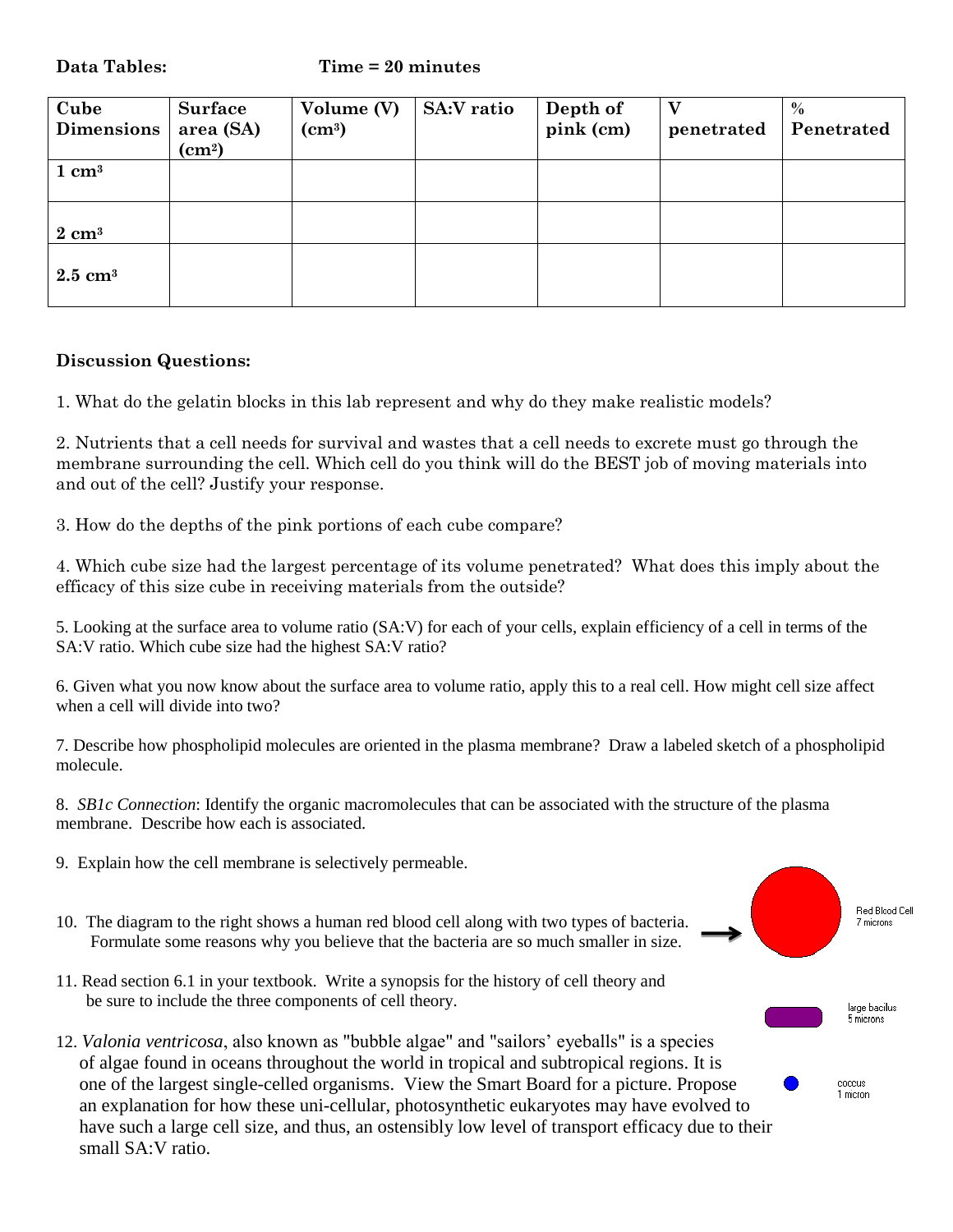**Data Tables:** **Time = 20 minutes**

| Cube Dimensions | Surface area (SA) ($cm^2$) | Volume (V) ($cm^3$) | SA:V ratio | Depth of pink (cm) | V penetrated | % Penetrated |
|---|---|---|---|---|---|---|
| **1 $cm^3$** | | | | | | |
| **2 $cm^3$** | | | | | | |
| **2.5 $cm^3$** | | | | | | |

**Discussion Questions:**

1. What do the gelatin blocks in this lab represent and why do they make realistic models?

2. Nutrients that a cell needs for survival and wastes that a cell needs to excrete must go through the membrane surrounding the cell. Which cell do you think will do the BEST job of moving materials into and out of the cell? Justify your response.

3. How do the depths of the pink portions of each cube compare?

4. Which cube size had the largest percentage of its volume penetrated? What does this imply about the efficacy of this size cube in receiving materials from the outside?

5. Looking at the surface area to volume ratio (SA:V) for each of your cells, explain efficiency of a cell in terms of the SA:V ratio. Which cube size had the highest SA:V ratio?

6. Given what you now know about the surface area to volume ratio, apply this to a real cell. How might cell size affect when a cell will divide into two?

7. Describe how phospholipid molecules are oriented in the plasma membrane? Draw a labeled sketch of a phospholipid molecule.

8. *SB1c Connection*: Identify the organic macromolecules that can be associated with the structure of the plasma membrane. Describe how each is associated.

9. Explain how the cell membrane is selectively permeable.

10. The diagram to the right shows a human red blood cell along with two types of bacteria. Formulate some reasons why you believe that the bacteria are so much smaller in size.

Red Blood Cell
7 microns

large bacilus
5 microns

coccus
1 micron

11. Read section 6.1 in your textbook. Write a synopsis for the history of cell theory and be sure to include the three components of cell theory.

12. *Valonia ventricosa*, also known as "bubble algae" and "sailors' eyeballs" is a species of algae found in oceans throughout the world in tropical and subtropical regions. It is one of the largest single-celled organisms. View the Smart Board for a picture. Propose an explanation for how these uni-cellular, photosynthetic eukaryotes may have evolved to have such a large cell size, and thus, an ostensibly low level of transport efficacy due to their small SA:V ratio.